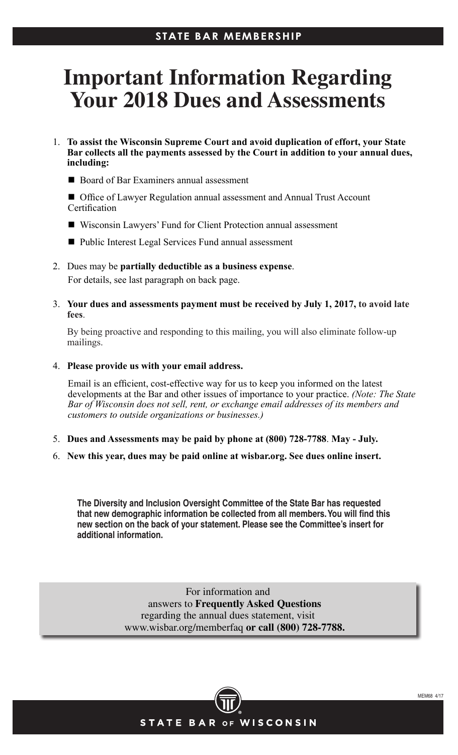STATE BAR MEMBERSHIP

# Important Information Regarding Your 2018 Dues and Assessments

1. **To assist the Wisconsin Supreme Court and avoid duplication of effort, your State Bar collects all the payments assessed by the Court in addition to your annual dues, including:**
   - Board of Bar Examiners annual assessment
   - Office of Lawyer Regulation annual assessment and Annual Trust Account Certification
   - Wisconsin Lawyers' Fund for Client Protection annual assessment
   - Public Interest Legal Services Fund annual assessment

2. Dues may be **partially deductible as a business expense**.

   For details, see last paragraph on back page.

3. **Your dues and assessments payment must be received by July 1, 2017, to avoid late fees**.

   By being proactive and responding to this mailing, you will also eliminate follow-up mailings.

4. **Please provide us with your email address.**

   Email is an efficient, cost-effective way for us to keep you informed on the latest developments at the Bar and other issues of importance to your practice. *(Note: The State Bar of Wisconsin does not sell, rent, or exchange email addresses of its members and customers to outside organizations or businesses.)*

5. **Dues and Assessments may be paid by phone at (800) 728-7788**. **May - July.**

6. **New this year, dues may be paid online at wisbar.org. See dues online insert.**

**The Diversity and Inclusion Oversight Committee of the State Bar has requested that new demographic information be collected from all members. You will find this new section on the back of your statement. Please see the Committee's insert for additional information.**

For information and answers to **Frequently Asked Questions** regarding the annual dues statement, visit www.wisbar.org/memberfaq **or call (800) 728-7788.**

MEM68 4/17

STATE BAR OF WISCONSIN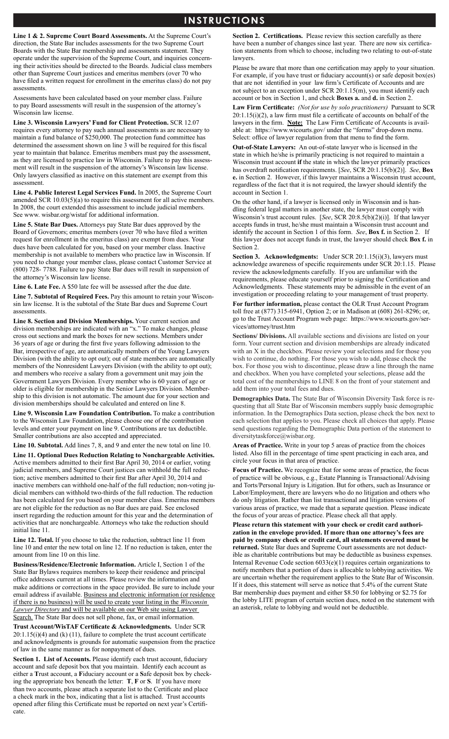# INSTRUCTIONS

**Line 1 & 2. Supreme Court Board Assessments.** At the Supreme Court's direction, the State Bar includes assessments for the two Supreme Court Boards with the State Bar membership and assessments statement. They operate under the supervision of the Supreme Court, and inquiries concerning their activities should be directed to the Boards. Judicial class members other than Supreme Court justices and emeritus members (over 70 who have filed a written request for enrollment in the emeritus class) do not pay assessments.

Assessments have been calculated based on your member class. Failure to pay Board assessments will result in the suspension of the attorney's Wisconsin law license.

**Line 3. Wisconsin Lawyers' Fund for Client Protection.** SCR 12.07 requires every attorney to pay such annual assessments as are necessary to maintain a fund balance of $250,000. The protection fund committee has determined the assessment shown on line 3 will be required for this fiscal year to maintain that balance. Emeritus members must pay the assessment, as they are licensed to practice law in Wisconsin. Failure to pay this assessment will result in the suspension of the attorney's Wisconsin law license. Only lawyers classified as inactive on this statement are exempt from this assessment.

**Line 4. Public Interest Legal Services Fund.** In 2005, the Supreme Court amended SCR 10.03(5)(a) to require this assessment for all active members. In 2008, the court extended this assessment to include judicial members. See www. wisbar.org/wistaf for additional information.

**Line 5. State Bar Dues.** Attorneys pay State Bar dues approved by the Board of Governors; emeritus members (over 70 who have filed a written request for enrollment in the emeritus class) are exempt from dues. Your dues have been calculated for you, based on your member class. Inactive membership is not available to members who practice law in Wisconsin. If you need to change your member class, please contact Customer Service at (800) 728- 7788. Failure to pay State Bar dues will result in suspension of the attorney's Wisconsin law license.

**Line 6. Late Fee.** A $50 late fee will be assessed after the due date.

**Line 7. Subtotal of Required Fees.** Pay this amount to retain your Wisconsin law license. It is the subtotal of the State Bar dues and Supreme Court assessments.

**Line 8. Section and Division Memberships.** Your current section and division memberships are indicated with an "x." To make changes, please cross out sections and mark the boxes for new sections. Members under 36 years of age or during the first five years following admission to the Bar, irrespective of age, are automatically members of the Young Lawyers Division (with the ability to opt out); out of state members are automatically members of the Nonresident Lawyers Division (with the ability to opt out); and members who receive a salary from a government unit may join the Government Lawyers Division. Every member who is 60 years of age or older is eligible for membership in the Senior Lawyers Division. Membership to this division is not automatic. The amount due for your section and division memberships should be calculated and entered on line 8.

**Line 9. Wisconsin Law Foundation Contribution.** To make a contribution to the Wisconsin Law Foundation, please choose one of the contribution levels and enter your payment on line 9. Contributions are tax deductible. Smaller contributions are also accepted and appreciated.

**Line 10. Subtotal.** Add lines 7, 8, and 9 and enter the new total on line 10.

**Line 11. Optional Dues Reduction Relating to Nonchargeable Activities.** Active members admitted to their first Bar April 30, 2014 or earlier, voting judicial members, and Supreme Court justices can withhold the full reduction; active members admitted to their first Bar after April 30, 2014 and inactive members can withhold one-half of the full reduction; non-voting judicial members can withhold two-thirds of the full reduction. The reduction has been calculated for you based on your member class. Emeritus members are not eligible for the reduction as no Bar dues are paid. See enclosed insert regarding the reduction amount for this year and the determination of activities that are nonchargeable. Attorneys who take the reduction should initial line 11.

**Line 12. Total.** If you choose to take the reduction, subtract line 11 from line 10 and enter the new total on line 12. If no reduction is taken, enter the amount from line 10 on this line.

**Business/Residence/Electronic Information.** Article I, Section 1 of the State Bar Bylaws requires members to keep their residence and principal office addresses current at all times. Please review the information and make additions or corrections in the space provided. Be sure to include your email address if available. Business and electronic information (or residence if there is no business) will be used to create your listing in the *Wisconsin Lawyer Directory* and will be available on our Web site using Lawyer Search. The State Bar does not sell phone, fax, or email information.

**Trust Account/WisTAF Certificate & Acknowledgments.** Under SCR 20:1.15(i)(4) and (k) (11), failure to complete the trust account certificate and acknowledgments is grounds for automatic suspension from the practice of law in the same manner as for nonpayment of dues.

**Section 1. List of Accounts.** Please identify each trust account, fiduciary account and safe deposit box that you maintain. Identify each account as either a **T**rust account, a **F**iduciary account or a **S**afe deposit box by checking the appropriate box beneath the letter: **T**, **F** or **S**. If you have more than two accounts, please attach a separate list to the Certificate and place a check mark in the box, indicating that a list is attached. Trust accounts opened after filing this Certificate must be reported on next year's Certificate.

**Section 2. Certifications.** Please review this section carefully as there have been a number of changes since last year. There are now six certification statements from which to choose, including two relating to out-of-state lawyers.

Please be aware that more than one certification may apply to your situation. For example, if you have trust or fiduciary account(s) or safe deposit box(es) that are not identified in your law firm's Certificate of Accounts and are not subject to an exception under SCR 20:1.15(m), you must identify each account or box in Section 1, and check **Boxes a.** and **d.** in Section 2.

**Law Firm Certificate:** *(Not for use by solo practitioners)* Pursuant to SCR 20:1.15(i)(2), a law firm must file a certificate of accounts on behalf of the lawyers in the firm. **Note:** The Law Firm Certificate of Accounts is available at: https://www.wicourts.gov/ under the "forms" drop-down menu. Select: office of lawyer regulation from that menu to find the form.

**Out-of-State Lawyers:** An out-of-state lawyer who is licensed in the state in which he/she is primarily practicing is not required to maintain a Wisconsin trust account **if** the state in which the lawyer primarily practices has overdraft notification requirements. [*See*, SCR 20:1.15(b)(2)]. *See*, **Box e.** in Section 2. However, if this lawyer maintains a Wisconsin trust account, regardless of the fact that it is not required, the lawyer should identify the account in Section 1.

On the other hand, if a lawyer is licensed only in Wisconsin and is handling federal legal matters in another state, the lawyer must comply with Wisconsin's trust account rules. [*See*, SCR 20:8.5(b)(2)(i)]. If that lawyer accepts funds in trust, he/she must maintain a Wisconsin trust account and identify the account in Section 1 of this form. *See*, **Box f.** in Section 2. If this lawyer does not accept funds in trust, the lawyer should check **Box f.** in Section 2.

**Section 3. Acknowledgments:** Under SCR 20:1.15(i)(3), lawyers must acknowledge awareness of specific requirements under SCR 20:1.15. Please review the acknowledgments carefully. If you are unfamiliar with the requirements, please educate yourself prior to signing the Certification and Acknowledgments. These statements may be admissible in the event of an investigation or proceeding relating to your management of trust property.

**For further information,** please contact the OLR Trust Account Program toll free at (877) 315-6941, Option 2; or in Madison at (608) 261-8296; or, go to the Trust Account Program web page: https://www.wicourts.gov/services/attorney/trust.htm

**Sections/ Divisions.** All available sections and divisions are listed on your form. Your current section and division memberships are already indicated with an X in the checkbox. Please review your selections and for those you wish to continue, do nothing. For those you wish to add, please check the box. For those you wish to discontinue, please draw a line through the name and checkbox. When you have completed your selections, please add the total cost of the memberships to LINE 8 on the front of your statement and add them into your total fees and dues.

**Demographics Data.** The State Bar of Wisconsin Diversity Task force is requesting that all State Bar of Wisconsin members supply basic demographic information. In the Demographics Data section, please check the box next to each selection that applies to you. Please check all choices that apply. Please send questions regarding the Demographic Data portion of the statement to diversitytaskforce@wisbar.org.

**Areas of Practice.** Write in your top 5 areas of practice from the choices listed. Also fill in the percentage of time spent practicing in each area, and circle your focus in that area of practice.

**Focus of Practice.** We recognize that for some areas of practice, the focus of practice will be obvious, e.g., Estate Planning is Transactional/Advising and Torts/Personal Injury is Litigation. But for others, such as Insurance or Labor/Employment, there are lawyers who do no litigation and others who do only litigation. Rather than list transactional and litigation versions of various areas of practice, we made that a separate question. Please indicate the focus of your areas of practice. Please check all that apply.

**Please return this statement with your check or credit card authorization in the envelope provided. If more than one attorney's fees are paid by company check or credit card, all statements covered must be returned.** State Bar dues and Supreme Court assessments are not deductible as charitable contributions but may be deductible as business expenses. Internal Revenue Code section 6033(e)(1) requires certain organizations to notify members that a portion of dues is allocable to lobbying activities. We are uncertain whether the requirement applies to the State Bar of Wisconsin. If it does, this statement will serve as notice that 5.4% of the current State Bar membership dues payment and either $8.50 for lobbying or $2.75 for the lobby LITE program of certain section dues, noted on the statement with an asterisk, relate to lobbying and would not be deductible.